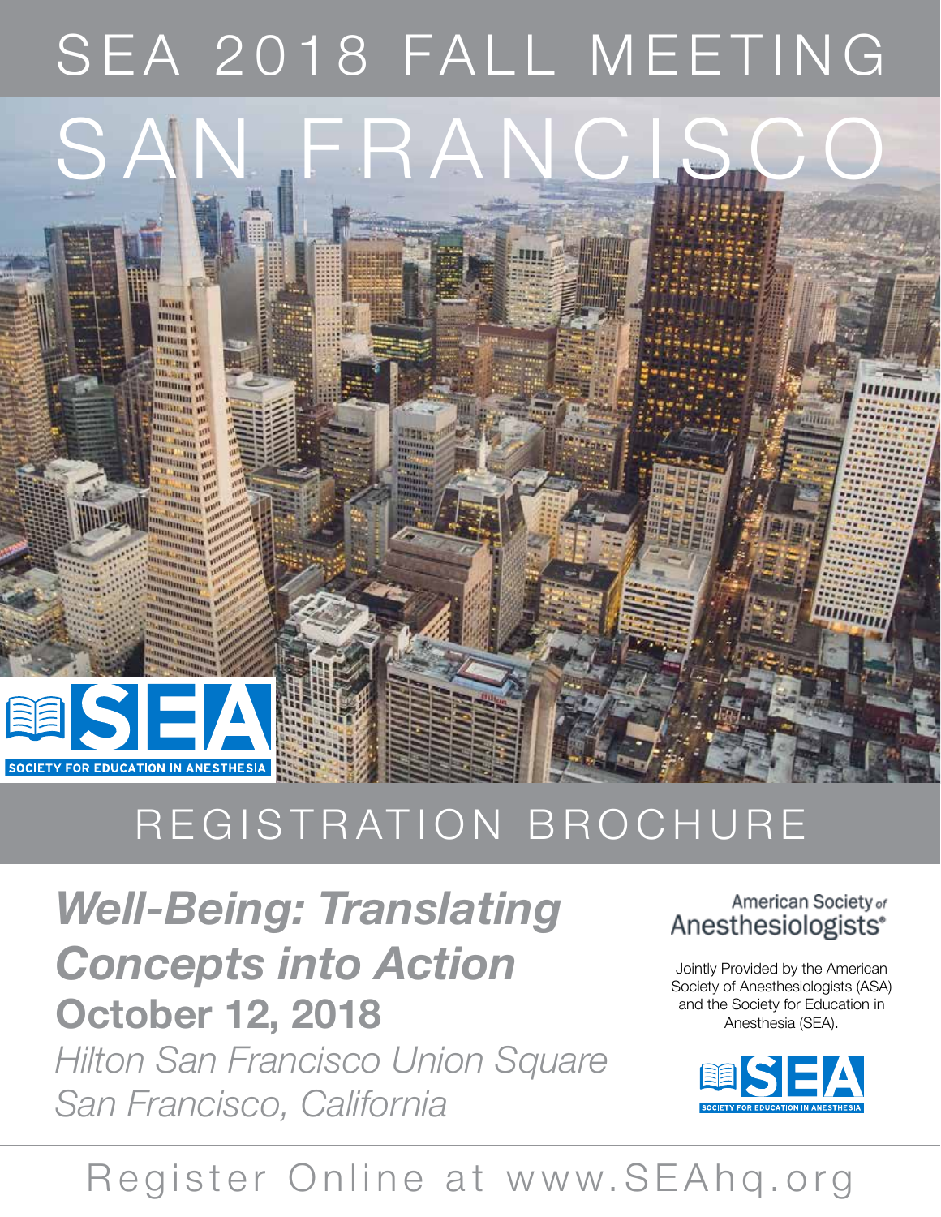# SEA 2018 FALL MEETING

# SAN FRANCISCO

SEA SOCIETY FOR EDUCATION IN ANESTHESIA

## REGISTRATION BROCHURE

***Well-Being: Translating Concepts into Action***

**October 12, 2018**

*Hilton San Francisco Union Square*
*San Francisco, California*

American Society of Anesthesiologists®

Jointly Provided by the American Society of Anesthesiologists (ASA) and the Society for Education in Anesthesia (SEA).

SEA SOCIETY FOR EDUCATION IN ANESTHESIA

Register Online at www.SEAhq.org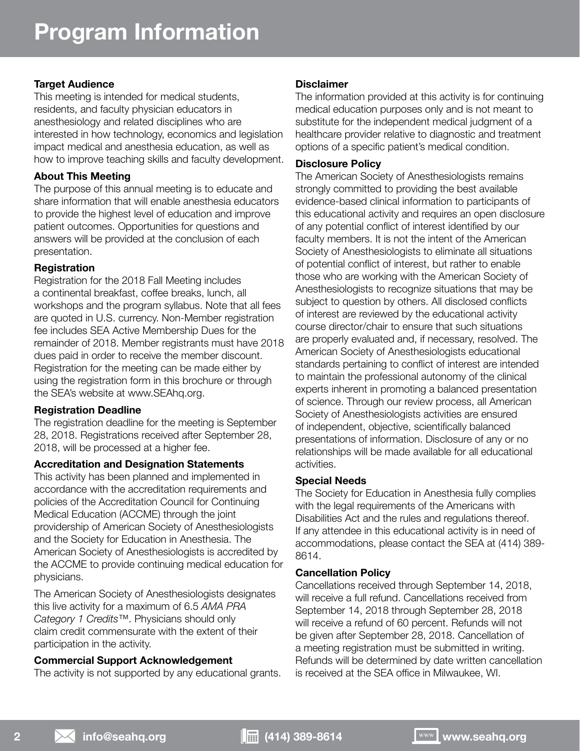# Program Information

### Target Audience

This meeting is intended for medical students, residents, and faculty physician educators in anesthesiology and related disciplines who are interested in how technology, economics and legislation impact medical and anesthesia education, as well as how to improve teaching skills and faculty development.

### About This Meeting

The purpose of this annual meeting is to educate and share information that will enable anesthesia educators to provide the highest level of education and improve patient outcomes. Opportunities for questions and answers will be provided at the conclusion of each presentation.

### Registration

Registration for the 2018 Fall Meeting includes a continental breakfast, coffee breaks, lunch, all workshops and the program syllabus. Note that all fees are quoted in U.S. currency. Non-Member registration fee includes SEA Active Membership Dues for the remainder of 2018. Member registrants must have 2018 dues paid in order to receive the member discount. Registration for the meeting can be made either by using the registration form in this brochure or through the SEA's website at www.SEAhq.org.

### Registration Deadline

The registration deadline for the meeting is September 28, 2018. Registrations received after September 28, 2018, will be processed at a higher fee.

### Accreditation and Designation Statements

This activity has been planned and implemented in accordance with the accreditation requirements and policies of the Accreditation Council for Continuing Medical Education (ACCME) through the joint providership of American Society of Anesthesiologists and the Society for Education in Anesthesia. The American Society of Anesthesiologists is accredited by the ACCME to provide continuing medical education for physicians.

The American Society of Anesthesiologists designates this live activity for a maximum of 6.5 *AMA PRA Category 1 Credits*™. Physicians should only claim credit commensurate with the extent of their participation in the activity.

### Commercial Support Acknowledgement

The activity is not supported by any educational grants.

### Disclaimer

The information provided at this activity is for continuing medical education purposes only and is not meant to substitute for the independent medical judgment of a healthcare provider relative to diagnostic and treatment options of a specific patient's medical condition.

### Disclosure Policy

The American Society of Anesthesiologists remains strongly committed to providing the best available evidence-based clinical information to participants of this educational activity and requires an open disclosure of any potential conflict of interest identified by our faculty members. It is not the intent of the American Society of Anesthesiologists to eliminate all situations of potential conflict of interest, but rather to enable those who are working with the American Society of Anesthesiologists to recognize situations that may be subject to question by others. All disclosed conflicts of interest are reviewed by the educational activity course director/chair to ensure that such situations are properly evaluated and, if necessary, resolved. The American Society of Anesthesiologists educational standards pertaining to conflict of interest are intended to maintain the professional autonomy of the clinical experts inherent in promoting a balanced presentation of science. Through our review process, all American Society of Anesthesiologists activities are ensured of independent, objective, scientifically balanced presentations of information. Disclosure of any or no relationships will be made available for all educational activities.

### Special Needs

The Society for Education in Anesthesia fully complies with the legal requirements of the Americans with Disabilities Act and the rules and regulations thereof. If any attendee in this educational activity is in need of accommodations, please contact the SEA at (414) 389-8614.

### Cancellation Policy

Cancellations received through September 14, 2018, will receive a full refund. Cancellations received from September 14, 2018 through September 28, 2018 will receive a refund of 60 percent. Refunds will not be given after September 28, 2018. Cancellation of a meeting registration must be submitted in writing. Refunds will be determined by date written cancellation is received at the SEA office in Milwaukee, WI.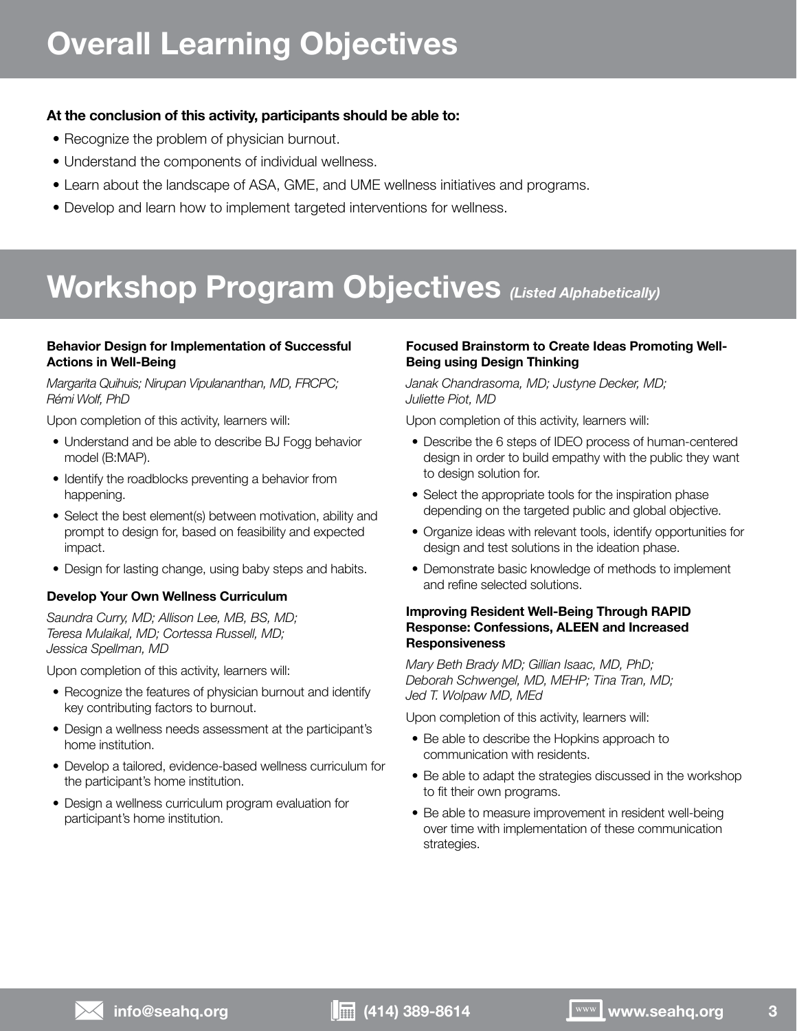# Overall Learning Objectives

**At the conclusion of this activity, participants should be able to:**

- Recognize the problem of physician burnout.
- Understand the components of individual wellness.
- Learn about the landscape of ASA, GME, and UME wellness initiatives and programs.
- Develop and learn how to implement targeted interventions for wellness.

# Workshop Program Objectives *(Listed Alphabetically)*

### Behavior Design for Implementation of Successful Actions in Well-Being

*Margarita Quihuis; Nirupan Vipulananthan, MD, FRCPC; Rémi Wolf, PhD*

Upon completion of this activity, learners will:

- Understand and be able to describe BJ Fogg behavior model (B:MAP).
- Identify the roadblocks preventing a behavior from happening.
- Select the best element(s) between motivation, ability and prompt to design for, based on feasibility and expected impact.
- Design for lasting change, using baby steps and habits.

### Develop Your Own Wellness Curriculum

*Saundra Curry, MD; Allison Lee, MB, BS, MD; Teresa Mulaikal, MD; Cortessa Russell, MD; Jessica Spellman, MD*

Upon completion of this activity, learners will:

- Recognize the features of physician burnout and identify key contributing factors to burnout.
- Design a wellness needs assessment at the participant's home institution.
- Develop a tailored, evidence-based wellness curriculum for the participant's home institution.
- Design a wellness curriculum program evaluation for participant's home institution.

### Focused Brainstorm to Create Ideas Promoting Well-Being using Design Thinking

*Janak Chandrasoma, MD; Justyne Decker, MD; Juliette Piot, MD*

Upon completion of this activity, learners will:

- Describe the 6 steps of IDEO process of human-centered design in order to build empathy with the public they want to design solution for.
- Select the appropriate tools for the inspiration phase depending on the targeted public and global objective.
- Organize ideas with relevant tools, identify opportunities for design and test solutions in the ideation phase.
- Demonstrate basic knowledge of methods to implement and refine selected solutions.

### Improving Resident Well-Being Through RAPID Response: Confessions, ALEEN and Increased Responsiveness

*Mary Beth Brady MD; Gillian Isaac, MD, PhD; Deborah Schwengel, MD, MEHP; Tina Tran, MD; Jed T. Wolpaw MD, MEd*

Upon completion of this activity, learners will:

- Be able to describe the Hopkins approach to communication with residents.
- Be able to adapt the strategies discussed in the workshop to fit their own programs.
- Be able to measure improvement in resident well-being over time with implementation of these communication strategies.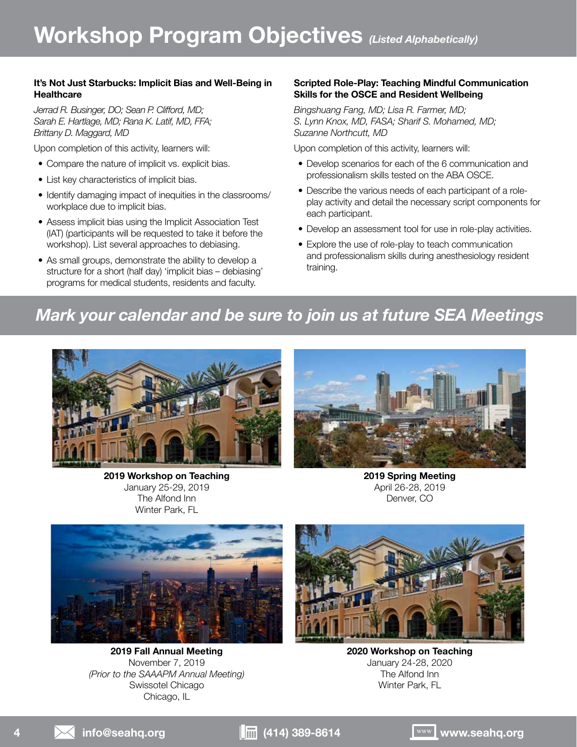# Workshop Program Objectives *(Listed Alphabetically)*

**It's Not Just Starbucks: Implicit Bias and Well-Being in Healthcare**

*Jerrad R. Businger, DO; Sean P. Clifford, MD; Sarah E. Hartlage, MD; Rana K. Latif, MD, FFA; Brittany D. Maggard, MD*

Upon completion of this activity, learners will:

- Compare the nature of implicit vs. explicit bias.
- List key characteristics of implicit bias.
- Identify damaging impact of inequities in the classrooms/workplace due to implicit bias.
- Assess implicit bias using the Implicit Association Test (IAT) (participants will be requested to take it before the workshop). List several approaches to debiasing.
- As small groups, demonstrate the ability to develop a structure for a short (half day) 'implicit bias – debiasing' programs for medical students, residents and faculty.

**Scripted Role-Play: Teaching Mindful Communication Skills for the OSCE and Resident Wellbeing**

*Bingshuang Fang, MD; Lisa R. Farmer, MD; S. Lynn Knox, MD, FASA; Sharif S. Mohamed, MD; Suzanne Northcutt, MD*

Upon completion of this activity, learners will:

- Develop scenarios for each of the 6 communication and professionalism skills tested on the ABA OSCE.
- Describe the various needs of each participant of a role-play activity and detail the necessary script components for each participant.
- Develop an assessment tool for use in role-play activities.
- Explore the use of role-play to teach communication and professionalism skills during anesthesiology resident training.

## *Mark your calendar and be sure to join us at future SEA Meetings*

**2019 Workshop on Teaching**
January 25-29, 2019
The Alfond Inn
Winter Park, FL

**2019 Spring Meeting**
April 26-28, 2019
Denver, CO

**2019 Fall Annual Meeting**
November 7, 2019
*(Prior to the SAAAPM Annual Meeting)*
Swissotel Chicago
Chicago, IL

**2020 Workshop on Teaching**
January 24-28, 2020
The Alfond Inn
Winter Park, FL

info@seahq.org | (414) 389-8614 | www.seahq.org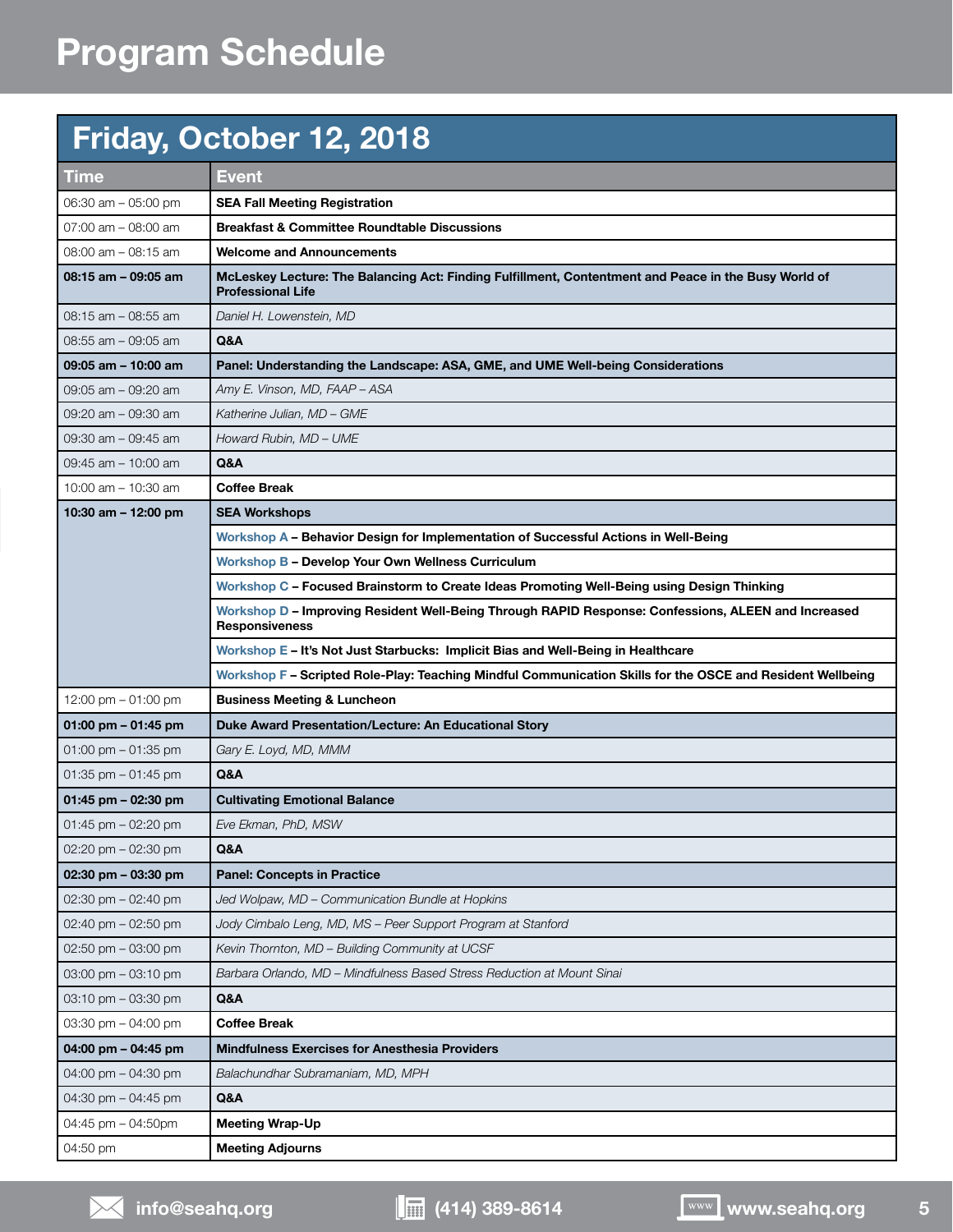# Program Schedule

## Friday, October 12, 2018

| Time | Event |
|---|---|
| 06:30 am – 05:00 pm | **SEA Fall Meeting Registration** |
| 07:00 am – 08:00 am | **Breakfast & Committee Roundtable Discussions** |
| 08:00 am – 08:15 am | **Welcome and Announcements** |
| **08:15 am – 09:05 am** | **McLeskey Lecture: The Balancing Act: Finding Fulfillment, Contentment and Peace in the Busy World of Professional Life** |
| 08:15 am – 08:55 am | *Daniel H. Lowenstein, MD* |
| 08:55 am – 09:05 am | **Q&A** |
| **09:05 am – 10:00 am** | **Panel: Understanding the Landscape: ASA, GME, and UME Well-being Considerations** |
| 09:05 am – 09:20 am | *Amy E. Vinson, MD, FAAP – ASA* |
| 09:20 am – 09:30 am | *Katherine Julian, MD – GME* |
| 09:30 am – 09:45 am | *Howard Rubin, MD – UME* |
| 09:45 am – 10:00 am | **Q&A** |
| 10:00 am – 10:30 am | **Coffee Break** |
| **10:30 am – 12:00 pm** | **SEA Workshops** |
| | Workshop A – **Behavior Design for Implementation of Successful Actions in Well-Being** |
| | Workshop B – **Develop Your Own Wellness Curriculum** |
| | Workshop C – **Focused Brainstorm to Create Ideas Promoting Well-Being using Design Thinking** |
| | Workshop D – **Improving Resident Well-Being Through RAPID Response: Confessions, ALEEN and Increased Responsiveness** |
| | Workshop E – **It's Not Just Starbucks: Implicit Bias and Well-Being in Healthcare** |
| | Workshop F – **Scripted Role-Play: Teaching Mindful Communication Skills for the OSCE and Resident Wellbeing** |
| 12:00 pm – 01:00 pm | **Business Meeting & Luncheon** |
| **01:00 pm – 01:45 pm** | **Duke Award Presentation/Lecture: An Educational Story** |
| 01:00 pm – 01:35 pm | *Gary E. Loyd, MD, MMM* |
| 01:35 pm – 01:45 pm | **Q&A** |
| **01:45 pm – 02:30 pm** | **Cultivating Emotional Balance** |
| 01:45 pm – 02:20 pm | *Eve Ekman, PhD, MSW* |
| 02:20 pm – 02:30 pm | **Q&A** |
| **02:30 pm – 03:30 pm** | **Panel: Concepts in Practice** |
| 02:30 pm – 02:40 pm | *Jed Wolpaw, MD – Communication Bundle at Hopkins* |
| 02:40 pm – 02:50 pm | *Jody Cimbalo Leng, MD, MS – Peer Support Program at Stanford* |
| 02:50 pm – 03:00 pm | *Kevin Thornton, MD – Building Community at UCSF* |
| 03:00 pm – 03:10 pm | *Barbara Orlando, MD – Mindfulness Based Stress Reduction at Mount Sinai* |
| 03:10 pm – 03:30 pm | **Q&A** |
| 03:30 pm – 04:00 pm | **Coffee Break** |
| **04:00 pm – 04:45 pm** | **Mindfulness Exercises for Anesthesia Providers** |
| 04:00 pm – 04:30 pm | *Balachundhar Subramaniam, MD, MPH* |
| 04:30 pm – 04:45 pm | **Q&A** |
| 04:45 pm – 04:50pm | **Meeting Wrap-Up** |
| 04:50 pm | **Meeting Adjourns** |

info@seahq.org | (414) 389-8614 | www.seahq.org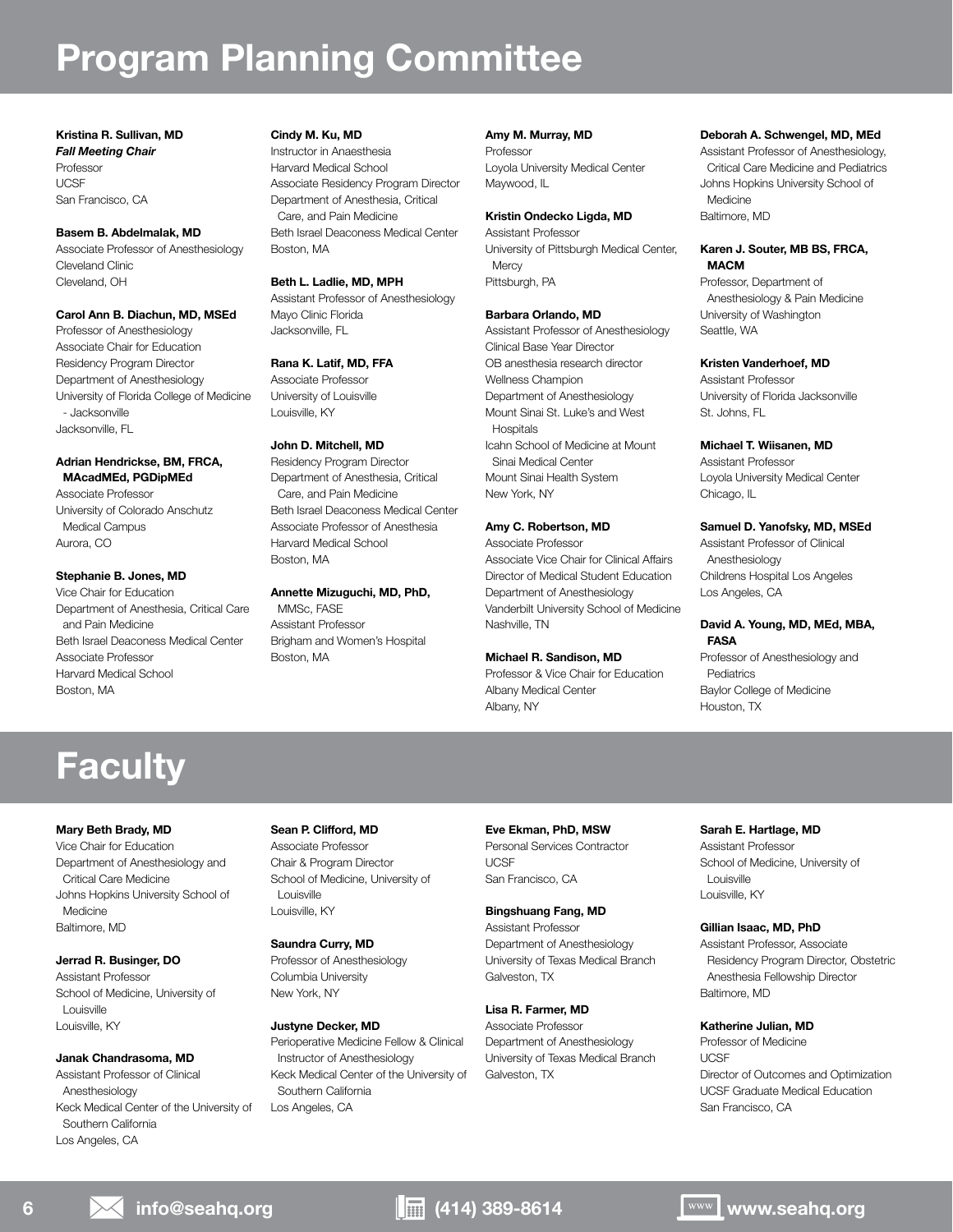# Program Planning Committee

**Kristina R. Sullivan, MD**
***Fall Meeting Chair***
Professor
UCSF
San Francisco, CA

**Basem B. Abdelmalak, MD**
Associate Professor of Anesthesiology
Cleveland Clinic
Cleveland, OH

**Carol Ann B. Diachun, MD, MSEd**
Professor of Anesthesiology
Associate Chair for Education
Residency Program Director
Department of Anesthesiology
University of Florida College of Medicine - Jacksonville
Jacksonville, FL

**Adrian Hendrickse, BM, FRCA, MAcadMEd, PGDipMEd**
Associate Professor
University of Colorado Anschutz Medical Campus
Aurora, CO

**Stephanie B. Jones, MD**
Vice Chair for Education
Department of Anesthesia, Critical Care and Pain Medicine
Beth Israel Deaconess Medical Center
Associate Professor
Harvard Medical School
Boston, MA

**Cindy M. Ku, MD**
Instructor in Anaesthesia
Harvard Medical School
Associate Residency Program Director
Department of Anesthesia, Critical Care, and Pain Medicine
Beth Israel Deaconess Medical Center
Boston, MA

**Beth L. Ladlie, MD, MPH**
Assistant Professor of Anesthesiology
Mayo Clinic Florida
Jacksonville, FL

**Rana K. Latif, MD, FFA**
Associate Professor
University of Louisville
Louisville, KY

**John D. Mitchell, MD**
Residency Program Director
Department of Anesthesia, Critical Care, and Pain Medicine
Beth Israel Deaconess Medical Center
Associate Professor of Anesthesia
Harvard Medical School
Boston, MA

**Annette Mizuguchi, MD, PhD,** MMSc, FASE
Assistant Professor
Brigham and Women's Hospital
Boston, MA

**Amy M. Murray, MD**
Professor
Loyola University Medical Center
Maywood, IL

**Kristin Ondecko Ligda, MD**
Assistant Professor
University of Pittsburgh Medical Center, Mercy
Pittsburgh, PA

**Barbara Orlando, MD**
Assistant Professor of Anesthesiology
Clinical Base Year Director
OB anesthesia research director
Wellness Champion
Department of Anesthesiology
Mount Sinai St. Luke's and West Hospitals
Icahn School of Medicine at Mount Sinai Medical Center
Mount Sinai Health System
New York, NY

**Amy C. Robertson, MD**
Associate Professor
Associate Vice Chair for Clinical Affairs
Director of Medical Student Education
Department of Anesthesiology
Vanderbilt University School of Medicine
Nashville, TN

**Michael R. Sandison, MD**
Professor & Vice Chair for Education
Albany Medical Center
Albany, NY

**Deborah A. Schwengel, MD, MEd**
Assistant Professor of Anesthesiology, Critical Care Medicine and Pediatrics
Johns Hopkins University School of Medicine
Baltimore, MD

**Karen J. Souter, MB BS, FRCA, MACM**
Professor, Department of Anesthesiology & Pain Medicine
University of Washington
Seattle, WA

**Kristen Vanderhoef, MD**
Assistant Professor
University of Florida Jacksonville
St. Johns, FL

**Michael T. Wiisanen, MD**
Assistant Professor
Loyola University Medical Center
Chicago, IL

**Samuel D. Yanofsky, MD, MSEd**
Assistant Professor of Clinical Anesthesiology
Childrens Hospital Los Angeles
Los Angeles, CA

**David A. Young, MD, MEd, MBA, FASA**
Professor of Anesthesiology and Pediatrics
Baylor College of Medicine
Houston, TX

# Faculty

**Mary Beth Brady, MD**
Vice Chair for Education
Department of Anesthesiology and Critical Care Medicine
Johns Hopkins University School of Medicine
Baltimore, MD

**Jerrad R. Businger, DO**
Assistant Professor
School of Medicine, University of Louisville
Louisville, KY

**Janak Chandrasoma, MD**
Assistant Professor of Clinical Anesthesiology
Keck Medical Center of the University of Southern California
Los Angeles, CA

**Sean P. Clifford, MD**
Associate Professor
Chair & Program Director
School of Medicine, University of Louisville
Louisville, KY

**Saundra Curry, MD**
Professor of Anesthesiology
Columbia University
New York, NY

**Justyne Decker, MD**
Perioperative Medicine Fellow & Clinical Instructor of Anesthesiology
Keck Medical Center of the University of Southern California
Los Angeles, CA

**Eve Ekman, PhD, MSW**
Personal Services Contractor
UCSF
San Francisco, CA

**Bingshuang Fang, MD**
Assistant Professor
Department of Anesthesiology
University of Texas Medical Branch
Galveston, TX

**Lisa R. Farmer, MD**
Associate Professor
Department of Anesthesiology
University of Texas Medical Branch
Galveston, TX

**Sarah E. Hartlage, MD**
Assistant Professor
School of Medicine, University of Louisville
Louisville, KY

**Gillian Isaac, MD, PhD**
Assistant Professor, Associate Residency Program Director, Obstetric Anesthesia Fellowship Director
Baltimore, MD

**Katherine Julian, MD**
Professor of Medicine
UCSF
Director of Outcomes and Optimization
UCSF Graduate Medical Education
San Francisco, CA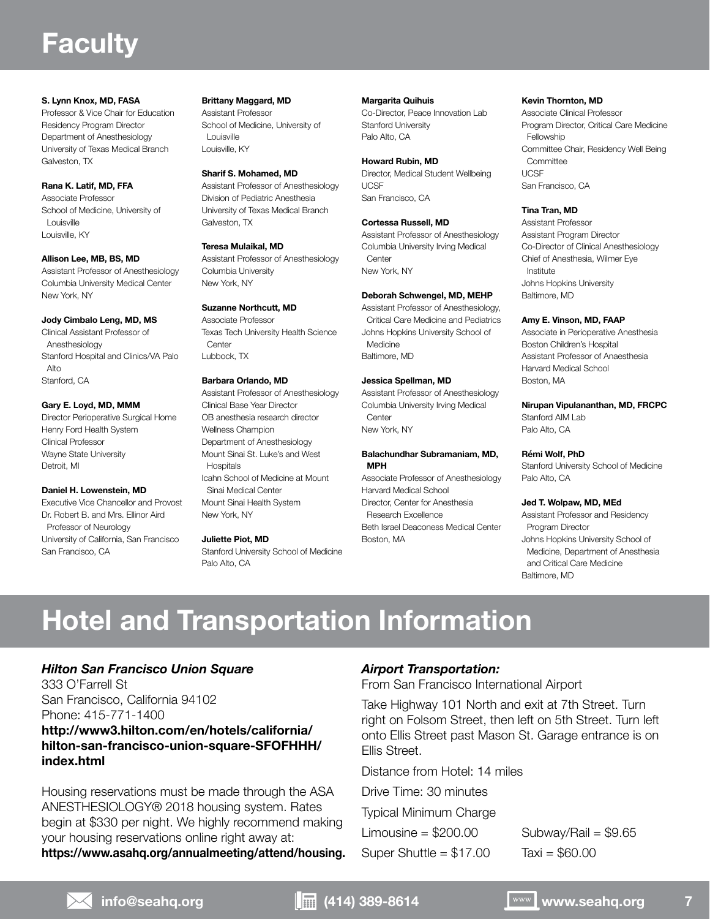# Faculty

**S. Lynn Knox, MD, FASA**
Professor & Vice Chair for Education
Residency Program Director
Department of Anesthesiology
University of Texas Medical Branch
Galveston, TX

**Rana K. Latif, MD, FFA**
Associate Professor
School of Medicine, University of Louisville
Louisville, KY

**Allison Lee, MB, BS, MD**
Assistant Professor of Anesthesiology
Columbia University Medical Center
New York, NY

**Jody Cimbalo Leng, MD, MS**
Clinical Assistant Professor of Anesthesiology
Stanford Hospital and Clinics/VA Palo Alto
Stanford, CA

**Gary E. Loyd, MD, MMM**
Director Perioperative Surgical Home
Henry Ford Health System
Clinical Professor
Wayne State University
Detroit, MI

**Daniel H. Lowenstein, MD**
Executive Vice Chancellor and Provost
Dr. Robert B. and Mrs. Ellinor Aird Professor of Neurology
University of California, San Francisco
San Francisco, CA

**Brittany Maggard, MD**
Assistant Professor
School of Medicine, University of Louisville
Louisville, KY

**Sharif S. Mohamed, MD**
Assistant Professor of Anesthesiology
Division of Pediatric Anesthesia
University of Texas Medical Branch
Galveston, TX

**Teresa Mulaikal, MD**
Assistant Professor of Anesthesiology
Columbia University
New York, NY

**Suzanne Northcutt, MD**
Associate Professor
Texas Tech University Health Science Center
Lubbock, TX

**Barbara Orlando, MD**
Assistant Professor of Anesthesiology
Clinical Base Year Director
OB anesthesia research director
Wellness Champion
Department of Anesthesiology
Mount Sinai St. Luke's and West Hospitals
Icahn School of Medicine at Mount Sinai Medical Center
Mount Sinai Health System
New York, NY

**Juliette Piot, MD**
Stanford University School of Medicine
Palo Alto, CA

**Margarita Quihuis**
Co-Director, Peace Innovation Lab
Stanford University
Palo Alto, CA

**Howard Rubin, MD**
Director, Medical Student Wellbeing
UCSF
San Francisco, CA

**Cortessa Russell, MD**
Assistant Professor of Anesthesiology
Columbia University Irving Medical Center
New York, NY

**Deborah Schwengel, MD, MEHP**
Assistant Professor of Anesthesiology, Critical Care Medicine and Pediatrics
Johns Hopkins University School of Medicine
Baltimore, MD

**Jessica Spellman, MD**
Assistant Professor of Anesthesiology
Columbia University Irving Medical Center
New York, NY

**Balachundhar Subramaniam, MD, MPH**
Associate Professor of Anesthesiology
Harvard Medical School
Director, Center for Anesthesia Research Excellence
Beth Israel Deaconess Medical Center
Boston, MA

**Kevin Thornton, MD**
Associate Clinical Professor
Program Director, Critical Care Medicine Fellowship
Committee Chair, Residency Well Being Committee
UCSF
San Francisco, CA

**Tina Tran, MD**
Assistant Professor
Assistant Program Director
Co-Director of Clinical Anesthesiology
Chief of Anesthesia, Wilmer Eye Institute
Johns Hopkins University
Baltimore, MD

**Amy E. Vinson, MD, FAAP**
Associate in Perioperative Anesthesia
Boston Children's Hospital
Assistant Professor of Anaesthesia
Harvard Medical School
Boston, MA

**Nirupan Vipulananthan, MD, FRCPC**
Stanford AIM Lab
Palo Alto, CA

**Rémi Wolf, PhD**
Stanford University School of Medicine
Palo Alto, CA

**Jed T. Wolpaw, MD, MEd**
Assistant Professor and Residency Program Director
Johns Hopkins University School of Medicine, Department of Anesthesia and Critical Care Medicine
Baltimore, MD

# Hotel and Transportation Information

***Hilton San Francisco Union Square***
333 O'Farrell St
San Francisco, California 94102
Phone: 415-771-1400
**http://www3.hilton.com/en/hotels/california/hilton-san-francisco-union-square-SFOFHHH/index.html**

Housing reservations must be made through the ASA ANESTHESIOLOGY® 2018 housing system. Rates begin at $330 per night. We highly recommend making your housing reservations online right away at: **https://www.asahq.org/annualmeeting/attend/housing.**

***Airport Transportation:***
From San Francisco International Airport

Take Highway 101 North and exit at 7th Street. Turn right on Folsom Street, then left on 5th Street. Turn left onto Ellis Street past Mason St. Garage entrance is on Ellis Street.

Distance from Hotel: 14 miles

Drive Time: 30 minutes

Typical Minimum Charge

Limousine = $200.00
Super Shuttle = $17.00
Subway/Rail = $9.65
Taxi = $60.00

info@seahq.org | (414) 389-8614 | www.seahq.org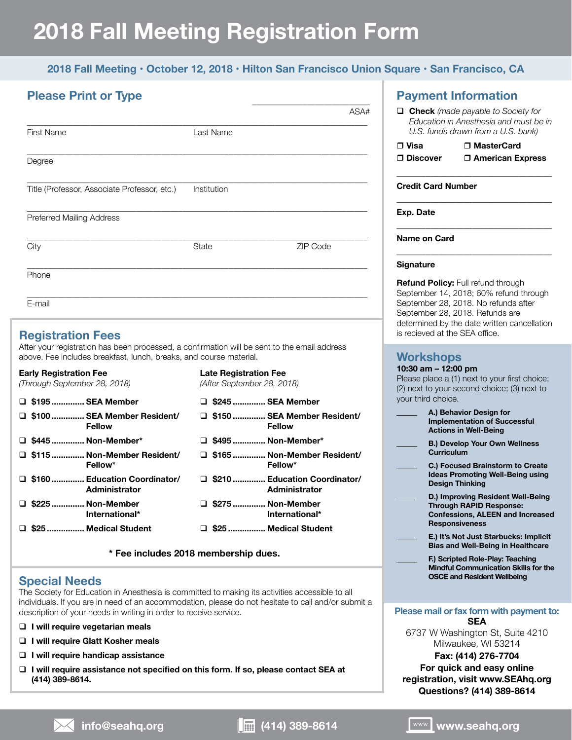# 2018 Fall Meeting Registration Form

**2018 Fall Meeting · October 12, 2018 · Hilton San Francisco Union Square · San Francisco, CA**

## Please Print or Type

ASA#

First Name

Last Name

Degree

Title (Professor, Associate Professor, etc.)

Institution

Preferred Mailing Address

City

State

ZIP Code

Phone

E-mail

## Registration Fees

After your registration has been processed, a confirmation will be sent to the email address above. Fee includes breakfast, lunch, breaks, and course material.

**Early Registration Fee**
*(Through September 28, 2018)*

- ❑ **$195 ............. SEA Member**
- ❑ **$100 ............. SEA Member Resident/ Fellow**
- ❑ **$445 ............. Non-Member***
- ❑ **$115 ............. Non-Member Resident/ Fellow***
- ❑ **$160 ............. Education Coordinator/ Administrator**
- ❑ **$225 ............. Non-Member International***
- ❑ **$25 ............... Medical Student**

**Late Registration Fee**
*(After September 28, 2018)*

- ❑ **$245 ............. SEA Member**
- ❑ **$150 ............. SEA Member Resident/ Fellow**
- ❑ **$495 ............. Non-Member***
- ❑ **$165 ............. Non-Member Resident/ Fellow***
- ❑ **$210 ............. Education Coordinator/ Administrator**
- ❑ **$275 ............. Non-Member International***
- ❑ **$25 ............... Medical Student**

**\* Fee includes 2018 membership dues.**

## Special Needs

The Society for Education in Anesthesia is committed to making its activities accessible to all individuals. If you are in need of an accommodation, please do not hesitate to call and/or submit a description of your needs in writing in order to receive service.

- ❑ **I will require vegetarian meals**
- ❑ **I will require Glatt Kosher meals**
- ❑ **I will require handicap assistance**
- ❑ **I will require assistance not specified on this form. If so, please contact SEA at (414) 389-8614.**

## Payment Information

❑ **Check** *(made payable to Society for Education in Anesthesia and must be in U.S. funds drawn from a U.S. bank)*

❑ **Visa** ❑ **MasterCard**

❑ **Discover** ❑ **American Express**

**Credit Card Number**

**Exp. Date**

**Name on Card**

**Signature**

**Refund Policy:** Full refund through September 14, 2018; 60% refund through September 28, 2018. No refunds after September 28, 2018. Refunds are determined by the date written cancellation is recieved at the SEA office.

## Workshops

**10:30 am – 12:00 pm**

Please place a (1) next to your first choice; (2) next to your second choice; (3) next to your third choice.

_____ **A.) Behavior Design for Implementation of Successful Actions in Well-Being**

_____ **B.) Develop Your Own Wellness Curriculum**

_____ **C.) Focused Brainstorm to Create Ideas Promoting Well-Being using Design Thinking**

_____ **D.) Improving Resident Well-Being Through RAPID Response: Confessions, ALEEN and Increased Responsiveness**

_____ **E.) It's Not Just Starbucks: Implicit Bias and Well-Being in Healthcare**

_____ **F.) Scripted Role-Play: Teaching Mindful Communication Skills for the OSCE and Resident Wellbeing**

**Please mail or fax form with payment to:**

**SEA**

6737 W Washington St, Suite 4210
Milwaukee, WI 53214

**Fax: (414) 276-7704**

**For quick and easy online registration, visit www.SEAhq.org**

**Questions? (414) 389-8614**

info@seahq.org (414) 389-8614 www.seahq.org